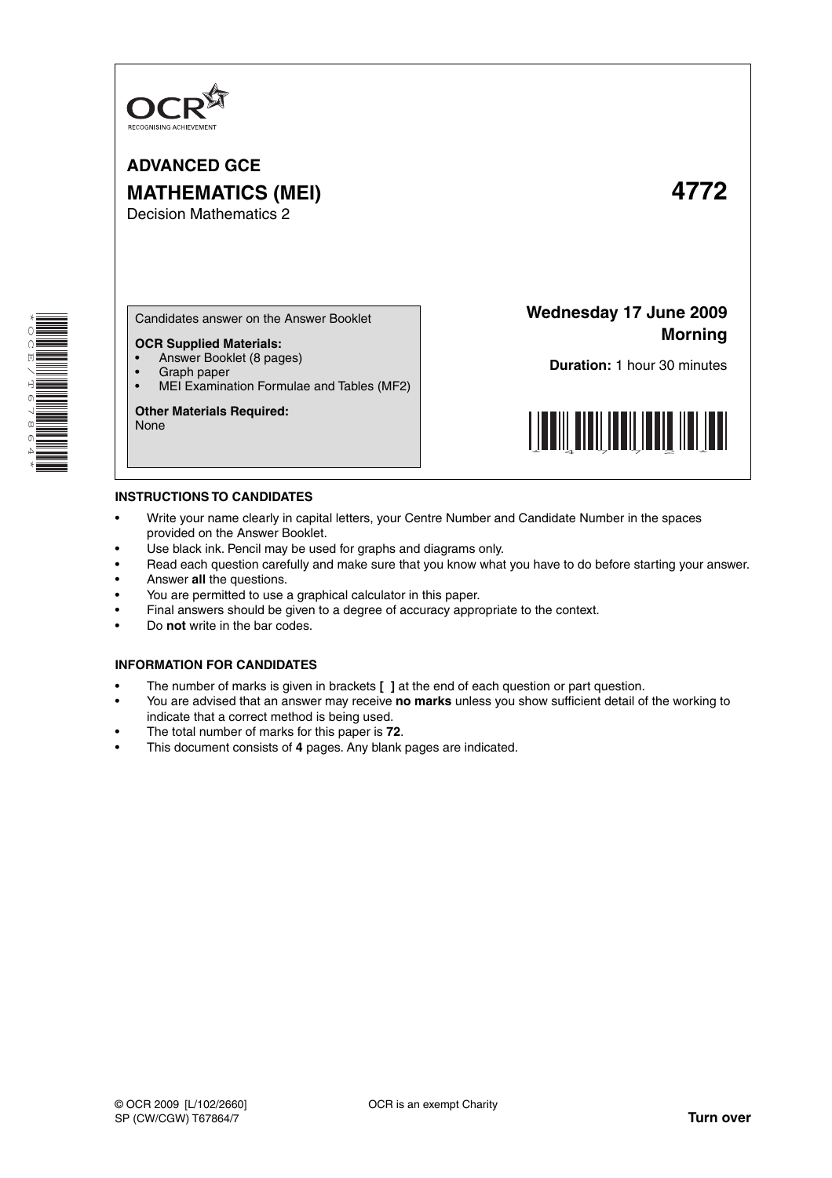OCR
RECOGNISING ACHIEVEMENT

# ADVANCED GCE
# MATHEMATICS (MEI) 4772
Decision Mathematics 2

Candidates answer on the Answer Booklet

**OCR Supplied Materials:**
- Answer Booklet (8 pages)
- Graph paper
- MEI Examination Formulae and Tables (MF2)

**Other Materials Required:**
None

**Wednesday 17 June 2009**
**Morning**

**Duration:** 1 hour 30 minutes

**INSTRUCTIONS TO CANDIDATES**

- Write your name clearly in capital letters, your Centre Number and Candidate Number in the spaces provided on the Answer Booklet.
- Use black ink. Pencil may be used for graphs and diagrams only.
- Read each question carefully and make sure that you know what you have to do before starting your answer.
- Answer **all** the questions.
- You are permitted to use a graphical calculator in this paper.
- Final answers should be given to a degree of accuracy appropriate to the context.
- Do **not** write in the bar codes.

**INFORMATION FOR CANDIDATES**

- The number of marks is given in brackets **[ ]** at the end of each question or part question.
- You are advised that an answer may receive **no marks** unless you show sufficient detail of the working to indicate that a correct method is being used.
- The total number of marks for this paper is **72**.
- This document consists of **4** pages. Any blank pages are indicated.

© OCR 2009 [L/102/2660]
SP (CW/CGW) T67864/7

OCR is an exempt Charity

**Turn over**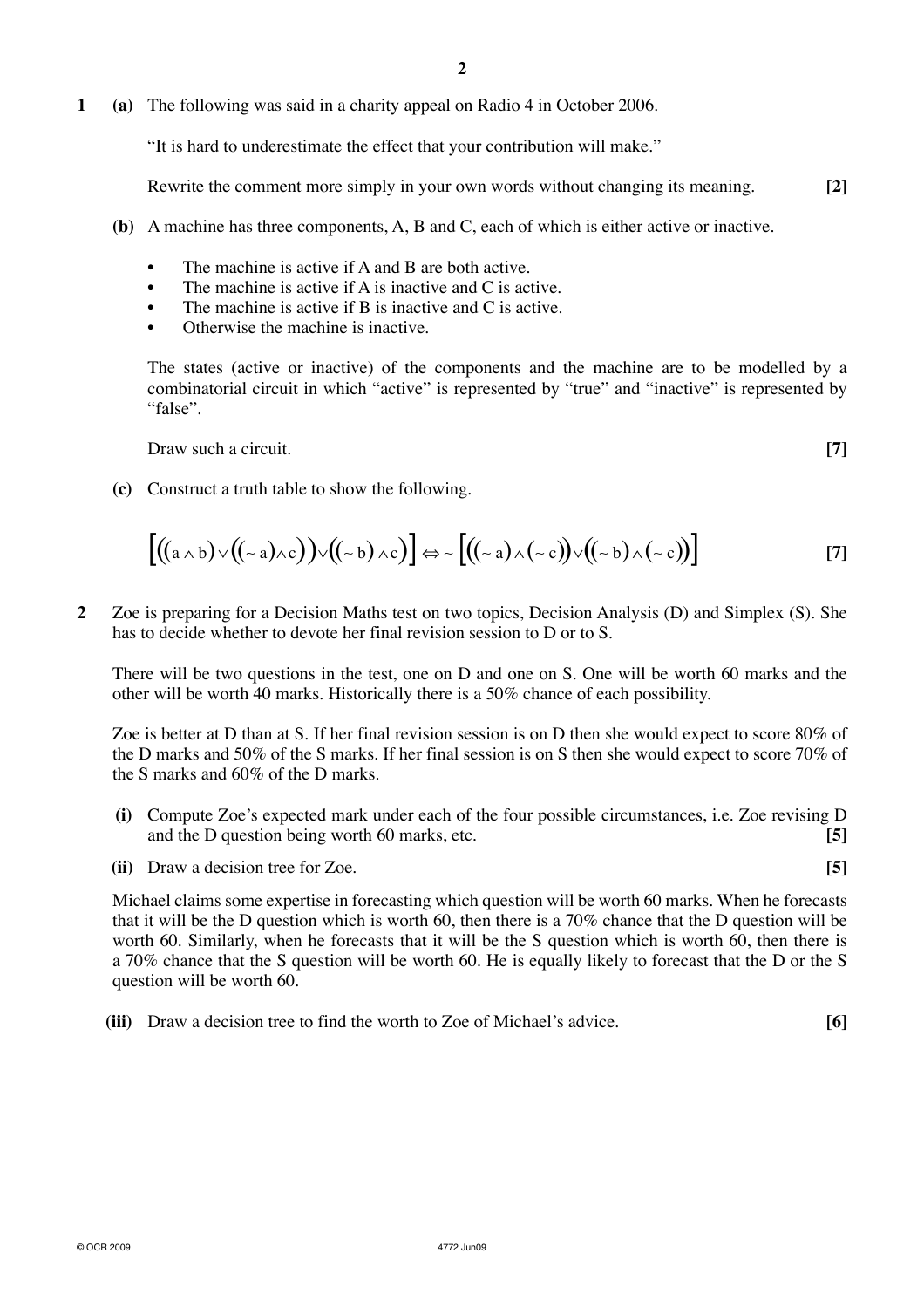**1** **(a)** The following was said in a charity appeal on Radio 4 in October 2006.

"It is hard to underestimate the effect that your contribution will make."

Rewrite the comment more simply in your own words without changing its meaning. **[2]**

**(b)** A machine has three components, A, B and C, each of which is either active or inactive.

- The machine is active if A and B are both active.
- The machine is active if A is inactive and C is active.
- The machine is active if B is inactive and C is active.
- Otherwise the machine is inactive.

The states (active or inactive) of the components and the machine are to be modelled by a combinatorial circuit in which "active" is represented by "true" and "inactive" is represented by "false".

Draw such a circuit. **[7]**

**(c)** Construct a truth table to show the following.

$$\left[\left((a \wedge b) \vee \left((\sim a) \wedge c\right)\right) \vee \left((\sim b) \wedge c\right)\right] \Leftrightarrow \sim \left[\left((\sim a) \wedge (\sim c)\right) \vee \left((\sim b) \wedge (\sim c)\right)\right]$$ **[7]**

**2** Zoe is preparing for a Decision Maths test on two topics, Decision Analysis (D) and Simplex (S). She has to decide whether to devote her final revision session to D or to S.

There will be two questions in the test, one on D and one on S. One will be worth 60 marks and the other will be worth 40 marks. Historically there is a 50% chance of each possibility.

Zoe is better at D than at S. If her final revision session is on D then she would expect to score 80% of the D marks and 50% of the S marks. If her final session is on S then she would expect to score 70% of the S marks and 60% of the D marks.

**(i)** Compute Zoe's expected mark under each of the four possible circumstances, i.e. Zoe revising D and the D question being worth 60 marks, etc. **[5]**

**(ii)** Draw a decision tree for Zoe. **[5]**

Michael claims some expertise in forecasting which question will be worth 60 marks. When he forecasts that it will be the D question which is worth 60, then there is a 70% chance that the D question will be worth 60. Similarly, when he forecasts that it will be the S question which is worth 60, then there is a 70% chance that the S question will be worth 60. He is equally likely to forecast that the D or the S question will be worth 60.

**(iii)** Draw a decision tree to find the worth to Zoe of Michael's advice. **[6]**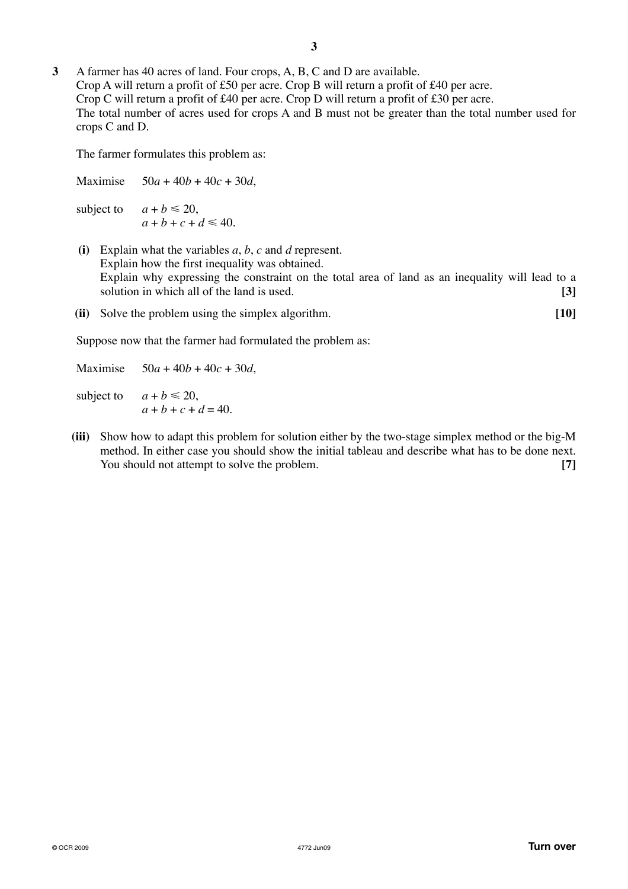**3** A farmer has 40 acres of land. Four crops, A, B, C and D are available.
Crop A will return a profit of £50 per acre. Crop B will return a profit of £40 per acre.
Crop C will return a profit of £40 per acre. Crop D will return a profit of £30 per acre.
The total number of acres used for crops A and B must not be greater than the total number used for crops C and D.

The farmer formulates this problem as:

Maximise $50a + 40b + 40c + 30d$,

subject to $a + b \leqslant 20$,
$a + b + c + d \leqslant 40$.

**(i)** Explain what the variables $a$, $b$, $c$ and $d$ represent.
Explain how the first inequality was obtained.
Explain why expressing the constraint on the total area of land as an inequality will lead to a solution in which all of the land is used. **[3]**

**(ii)** Solve the problem using the simplex algorithm. **[10]**

Suppose now that the farmer had formulated the problem as:

Maximise $50a + 40b + 40c + 30d$,

subject to $a + b \leqslant 20$,
$a + b + c + d = 40$.

**(iii)** Show how to adapt this problem for solution either by the two-stage simplex method or the big-M method. In either case you should show the initial tableau and describe what has to be done next. You should not attempt to solve the problem. **[7]**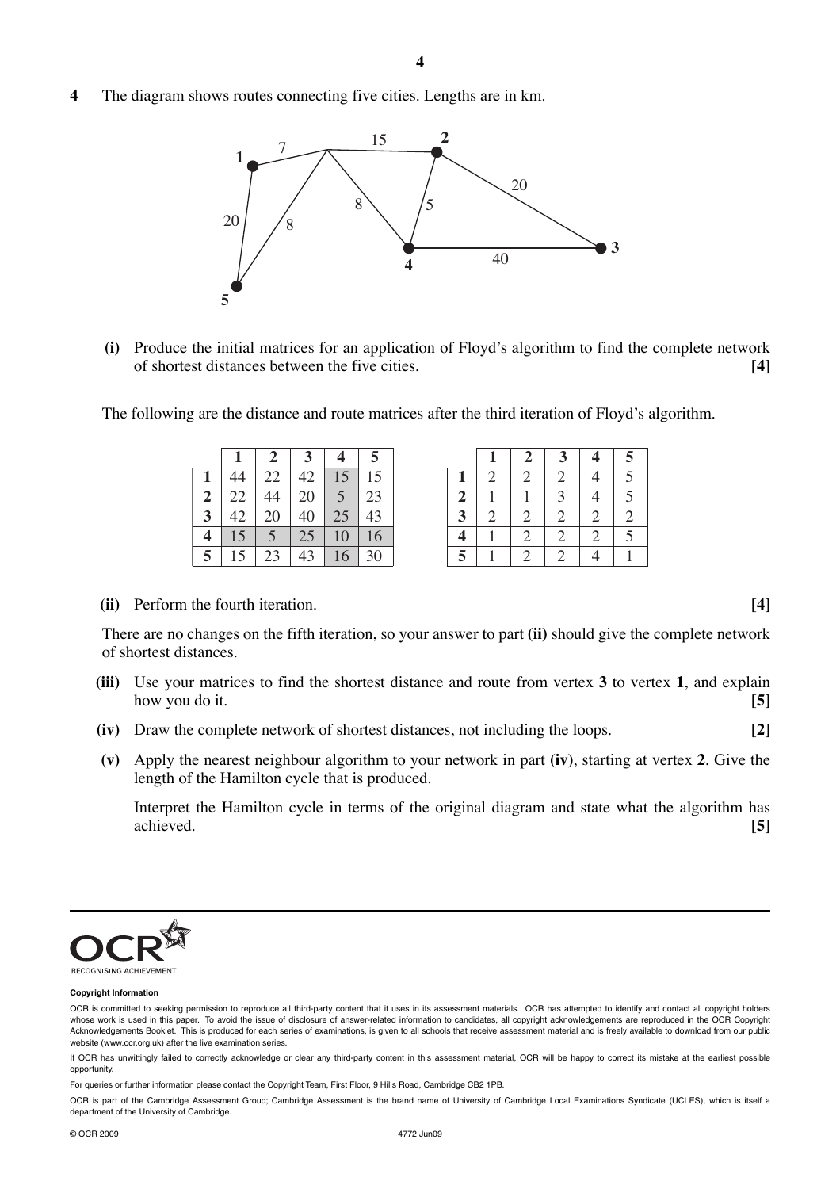**4** The diagram shows routes connecting five cities. Lengths are in km.

1
2
3
4
5
7
15
20
8
8
5
20
40

**(i)** Produce the initial matrices for an application of Floyd's algorithm to find the complete network of shortest distances between the five cities. **[4]**

The following are the distance and route matrices after the third iteration of Floyd's algorithm.

| | **1** | **2** | **3** | **4** | **5** |
|---|---|---|---|---|---|
| **1** | 44 | 22 | 42 | 15 | 15 |
| **2** | 22 | 44 | 20 | 5 | 23 |
| **3** | 42 | 20 | 40 | 25 | 43 |
| **4** | 15 | 5 | 25 | 10 | 16 |
| **5** | 15 | 23 | 43 | 16 | 30 |

| | **1** | **2** | **3** | **4** | **5** |
|---|---|---|---|---|---|
| **1** | 2 | 2 | 2 | 4 | 5 |
| **2** | 1 | 1 | 3 | 4 | 5 |
| **3** | 2 | 2 | 2 | 2 | 2 |
| **4** | 1 | 2 | 2 | 2 | 5 |
| **5** | 1 | 2 | 2 | 4 | 1 |

**(ii)** Perform the fourth iteration. **[4]**

There are no changes on the fifth iteration, so your answer to part **(ii)** should give the complete network of shortest distances.

**(iii)** Use your matrices to find the shortest distance and route from vertex **3** to vertex **1**, and explain how you do it. **[5]**

**(iv)** Draw the complete network of shortest distances, not including the loops. **[2]**

**(v)** Apply the nearest neighbour algorithm to your network in part **(iv)**, starting at vertex **2**. Give the length of the Hamilton cycle that is produced.

Interpret the Hamilton cycle in terms of the original diagram and state what the algorithm has achieved. **[5]**